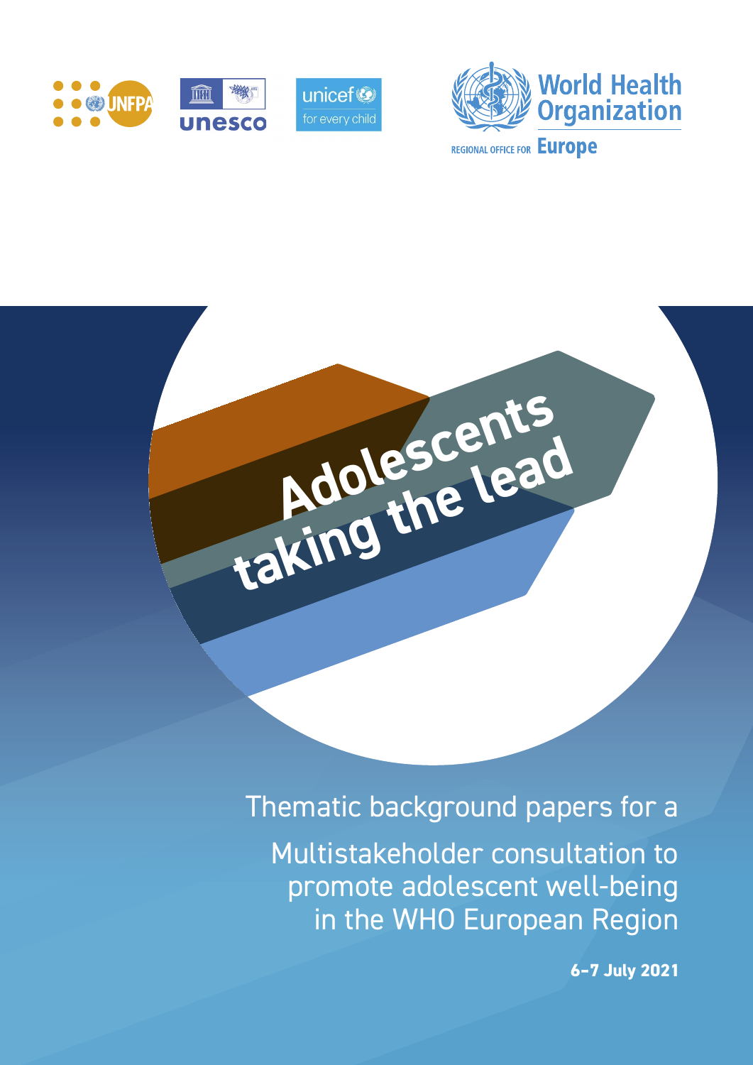UNFPA unesco unicef for every child

World Health Organization

REGIONAL OFFICE FOR Europe

# Adolescents taking the lead

## Thematic background papers for a Multistakeholder consultation to promote adolescent well-being in the WHO European Region

**6–7 July 2021**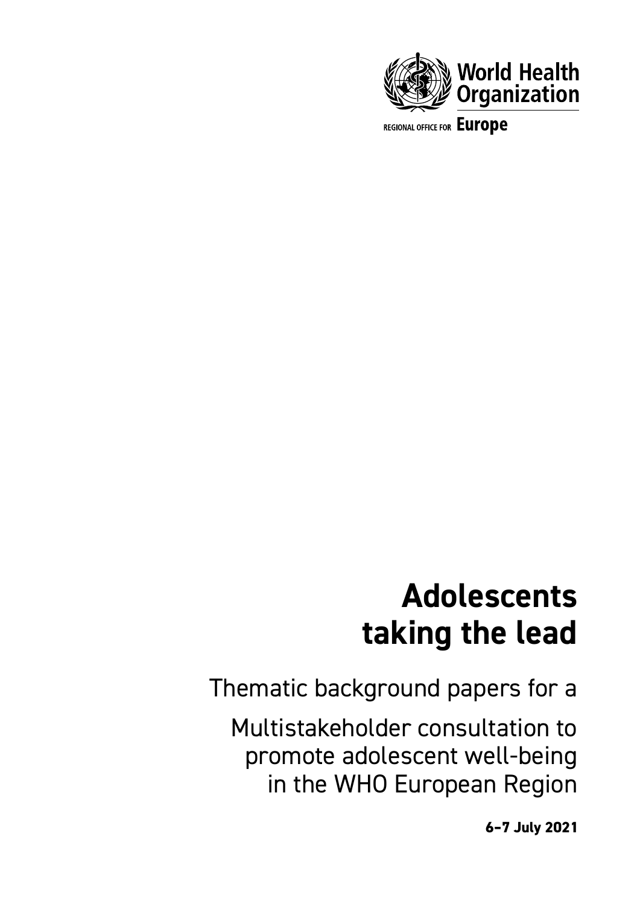World Health Organization

REGIONAL OFFICE FOR **Europe**

# Adolescents taking the lead

Thematic background papers for a

Multistakeholder consultation to promote adolescent well-being in the WHO European Region

**6–7 July 2021**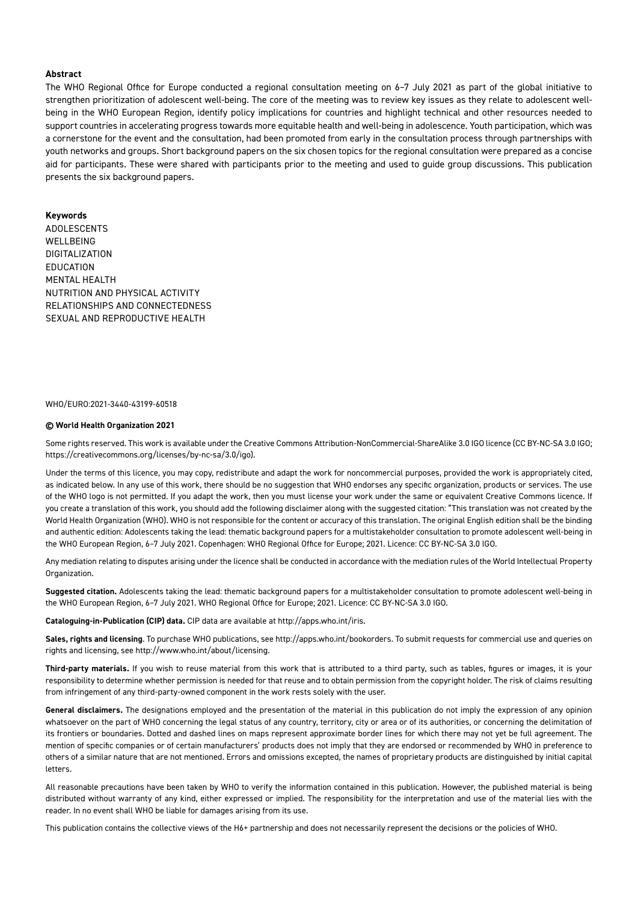**Abstract**

The WHO Regional Office for Europe conducted a regional consultation meeting on 6–7 July 2021 as part of the global initiative to strengthen prioritization of adolescent well-being. The core of the meeting was to review key issues as they relate to adolescent well-being in the WHO European Region, identify policy implications for countries and highlight technical and other resources needed to support countries in accelerating progress towards more equitable health and well-being in adolescence. Youth participation, which was a cornerstone for the event and the consultation, had been promoted from early in the consultation process through partnerships with youth networks and groups. Short background papers on the six chosen topics for the regional consultation were prepared as a concise aid for participants. These were shared with participants prior to the meeting and used to guide group discussions. This publication presents the six background papers.

**Keywords**

ADOLESCENTS
WELLBEING
DIGITALIZATION
EDUCATION
MENTAL HEALTH
NUTRITION AND PHYSICAL ACTIVITY
RELATIONSHIPS AND CONNECTEDNESS
SEXUAL AND REPRODUCTIVE HEALTH

WHO/EURO:2021-3440-43199-60518

**© World Health Organization 2021**

Some rights reserved. This work is available under the Creative Commons Attribution-NonCommercial-ShareAlike 3.0 IGO licence (CC BY-NC-SA 3.0 IGO; https://creativecommons.org/licenses/by-nc-sa/3.0/igo).

Under the terms of this licence, you may copy, redistribute and adapt the work for noncommercial purposes, provided the work is appropriately cited, as indicated below. In any use of this work, there should be no suggestion that WHO endorses any specific organization, products or services. The use of the WHO logo is not permitted. If you adapt the work, then you must license your work under the same or equivalent Creative Commons licence. If you create a translation of this work, you should add the following disclaimer along with the suggested citation: "This translation was not created by the World Health Organization (WHO). WHO is not responsible for the content or accuracy of this translation. The original English edition shall be the binding and authentic edition: Adolescents taking the lead: thematic background papers for a multistakeholder consultation to promote adolescent well-being in the WHO European Region, 6–7 July 2021. Copenhagen: WHO Regional Office for Europe; 2021. Licence: CC BY-NC-SA 3.0 IGO.

Any mediation relating to disputes arising under the licence shall be conducted in accordance with the mediation rules of the World Intellectual Property Organization.

**Suggested citation.** Adolescents taking the lead: thematic background papers for a multistakeholder consultation to promote adolescent well-being in the WHO European Region, 6–7 July 2021. WHO Regional Office for Europe; 2021. Licence: CC BY-NC-SA 3.0 IGO.

**Cataloguing-in-Publication (CIP) data.** CIP data are available at http://apps.who.int/iris.

**Sales, rights and licensing**. To purchase WHO publications, see http://apps.who.int/bookorders. To submit requests for commercial use and queries on rights and licensing, see http://www.who.int/about/licensing.

**Third-party materials.** If you wish to reuse material from this work that is attributed to a third party, such as tables, figures or images, it is your responsibility to determine whether permission is needed for that reuse and to obtain permission from the copyright holder. The risk of claims resulting from infringement of any third-party-owned component in the work rests solely with the user.

**General disclaimers.** The designations employed and the presentation of the material in this publication do not imply the expression of any opinion whatsoever on the part of WHO concerning the legal status of any country, territory, city or area or of its authorities, or concerning the delimitation of its frontiers or boundaries. Dotted and dashed lines on maps represent approximate border lines for which there may not yet be full agreement. The mention of specific companies or of certain manufacturers' products does not imply that they are endorsed or recommended by WHO in preference to others of a similar nature that are not mentioned. Errors and omissions excepted, the names of proprietary products are distinguished by initial capital letters.

All reasonable precautions have been taken by WHO to verify the information contained in this publication. However, the published material is being distributed without warranty of any kind, either expressed or implied. The responsibility for the interpretation and use of the material lies with the reader. In no event shall WHO be liable for damages arising from its use.

This publication contains the collective views of the H6+ partnership and does not necessarily represent the decisions or the policies of WHO.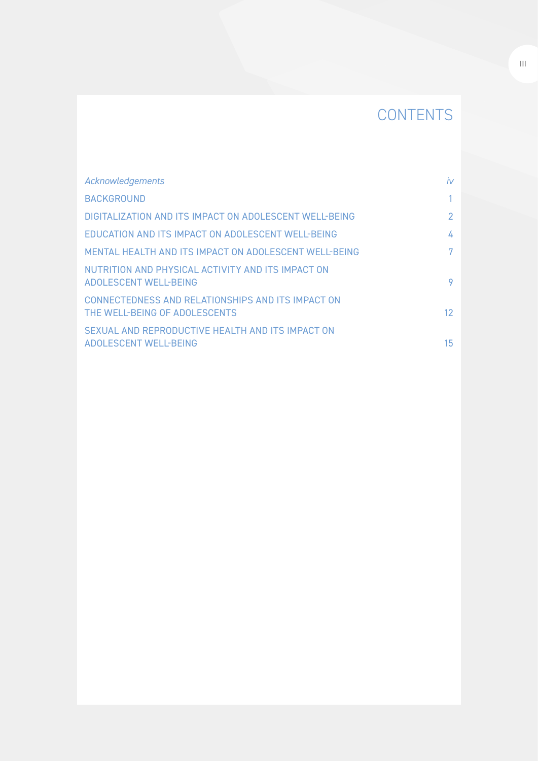# CONTENTS

| | |
|---|---|
| *Acknowledgements* | *iv* |
| BACKGROUND | 1 |
| DIGITALIZATION AND ITS IMPACT ON ADOLESCENT WELL-BEING | 2 |
| EDUCATION AND ITS IMPACT ON ADOLESCENT WELL-BEING | 4 |
| MENTAL HEALTH AND ITS IMPACT ON ADOLESCENT WELL-BEING | 7 |
| NUTRITION AND PHYSICAL ACTIVITY AND ITS IMPACT ON ADOLESCENT WELL-BEING | 9 |
| CONNECTEDNESS AND RELATIONSHIPS AND ITS IMPACT ON THE WELL-BEING OF ADOLESCENTS | 12 |
| SEXUAL AND REPRODUCTIVE HEALTH AND ITS IMPACT ON ADOLESCENT WELL-BEING | 15 |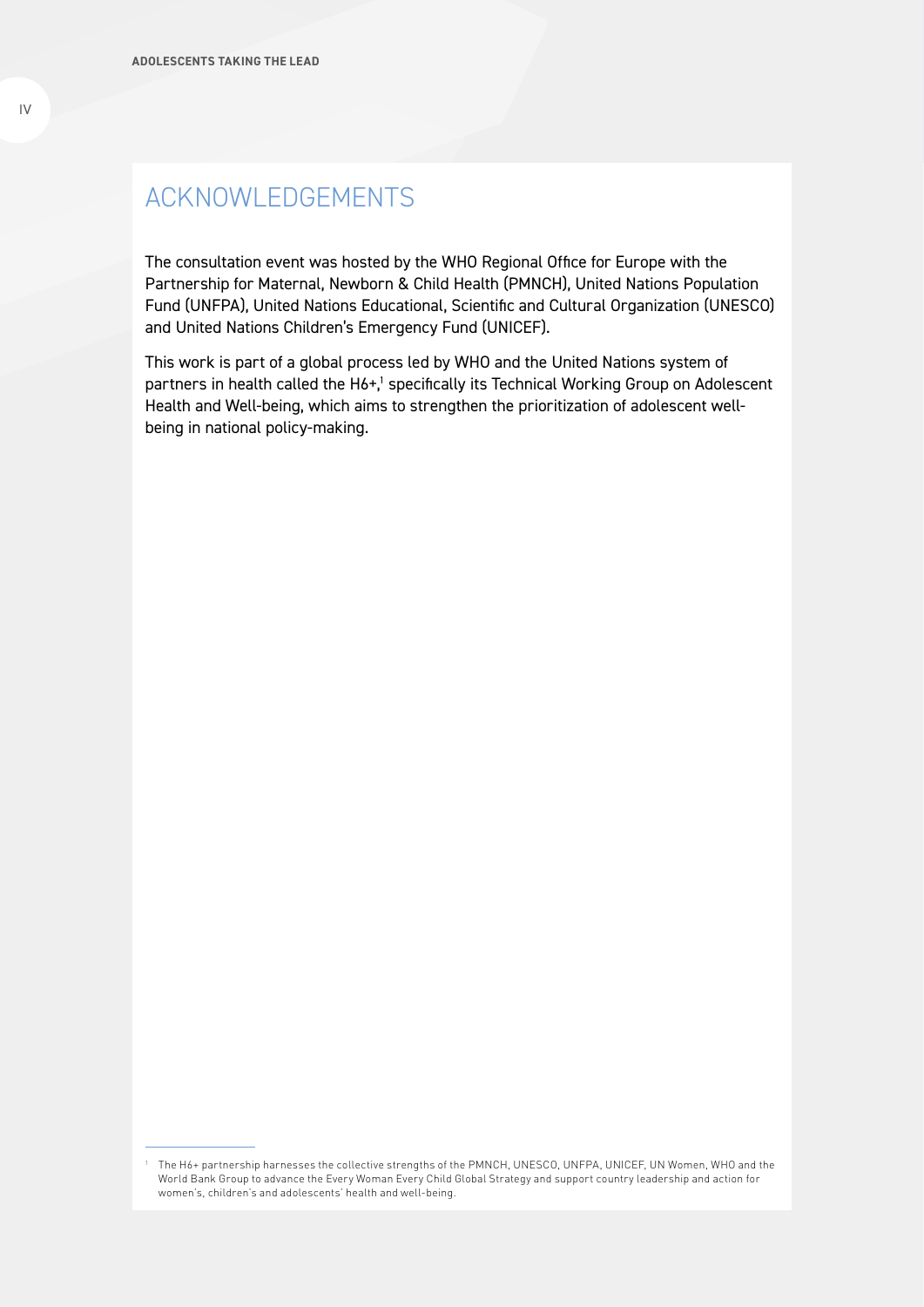# ACKNOWLEDGEMENTS

The consultation event was hosted by the WHO Regional Office for Europe with the Partnership for Maternal, Newborn & Child Health (PMNCH), United Nations Population Fund (UNFPA), United Nations Educational, Scientific and Cultural Organization (UNESCO) and United Nations Children's Emergency Fund (UNICEF).

This work is part of a global process led by WHO and the United Nations system of partners in health called the H6+,[1] specifically its Technical Working Group on Adolescent Health and Well-being, which aims to strengthen the prioritization of adolescent well-being in national policy-making.

[1] The H6+ partnership harnesses the collective strengths of the PMNCH, UNESCO, UNFPA, UNICEF, UN Women, WHO and the World Bank Group to advance the Every Woman Every Child Global Strategy and support country leadership and action for women's, children's and adolescents' health and well-being.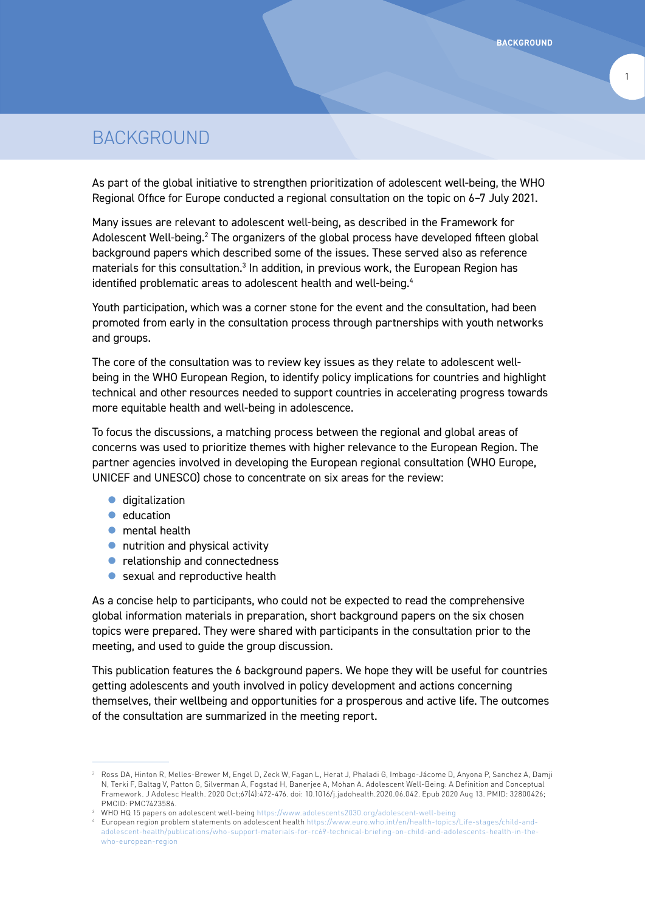# BACKGROUND

As part of the global initiative to strengthen prioritization of adolescent well-being, the WHO Regional Office for Europe conducted a regional consultation on the topic on 6–7 July 2021.

Many issues are relevant to adolescent well-being, as described in the Framework for Adolescent Well-being.[2] The organizers of the global process have developed fifteen global background papers which described some of the issues. These served also as reference materials for this consultation.[3] In addition, in previous work, the European Region has identified problematic areas to adolescent health and well-being.[4]

Youth participation, which was a corner stone for the event and the consultation, had been promoted from early in the consultation process through partnerships with youth networks and groups.

The core of the consultation was to review key issues as they relate to adolescent well-being in the WHO European Region, to identify policy implications for countries and highlight technical and other resources needed to support countries in accelerating progress towards more equitable health and well-being in adolescence.

To focus the discussions, a matching process between the regional and global areas of concerns was used to prioritize themes with higher relevance to the European Region. The partner agencies involved in developing the European regional consultation (WHO Europe, UNICEF and UNESCO) chose to concentrate on six areas for the review:

- digitalization
- education
- mental health
- nutrition and physical activity
- relationship and connectedness
- sexual and reproductive health

As a concise help to participants, who could not be expected to read the comprehensive global information materials in preparation, short background papers on the six chosen topics were prepared. They were shared with participants in the consultation prior to the meeting, and used to guide the group discussion.

This publication features the 6 background papers. We hope they will be useful for countries getting adolescents and youth involved in policy development and actions concerning themselves, their wellbeing and opportunities for a prosperous and active life. The outcomes of the consultation are summarized in the meeting report.

---

[2] Ross DA, Hinton R, Melles-Brewer M, Engel D, Zeck W, Fagan L, Herat J, Phaladi G, Imbago-Jácome D, Anyona P, Sanchez A, Damji N, Terki F, Baltag V, Patton G, Silverman A, Fogstad H, Banerjee A, Mohan A. Adolescent Well-Being: A Definition and Conceptual Framework. J Adolesc Health. 2020 Oct;67(4):472-476. doi: 10.1016/j.jadohealth.2020.06.042. Epub 2020 Aug 13. PMID: 32800426; PMCID: PMC7423586.

[3] WHO HQ 15 papers on adolescent well-being https://www.adolescents2030.org/adolescent-well-being

[4] European region problem statements on adolescent health https://www.euro.who.int/en/health-topics/Life-stages/child-and-adolescent-health/publications/who-support-materials-for-rc69-technical-briefing-on-child-and-adolescents-health-in-the-who-european-region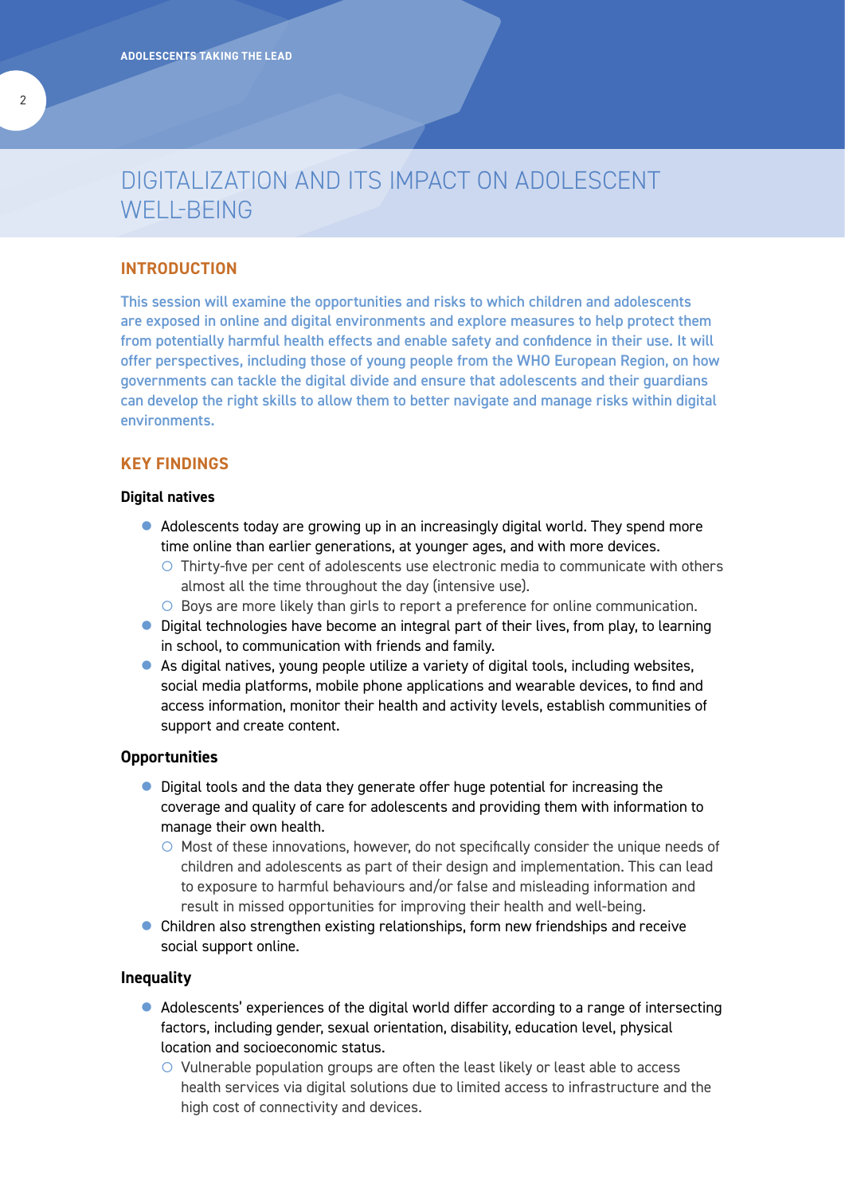# DIGITALIZATION AND ITS IMPACT ON ADOLESCENT WELL-BEING

## INTRODUCTION

This session will examine the opportunities and risks to which children and adolescents are exposed in online and digital environments and explore measures to help protect them from potentially harmful health effects and enable safety and confidence in their use. It will offer perspectives, including those of young people from the WHO European Region, on how governments can tackle the digital divide and ensure that adolescents and their guardians can develop the right skills to allow them to better navigate and manage risks within digital environments.

## KEY FINDINGS

### Digital natives

- Adolescents today are growing up in an increasingly digital world. They spend more time online than earlier generations, at younger ages, and with more devices.
  - Thirty-five per cent of adolescents use electronic media to communicate with others almost all the time throughout the day (intensive use).
  - Boys are more likely than girls to report a preference for online communication.
- Digital technologies have become an integral part of their lives, from play, to learning in school, to communication with friends and family.
- As digital natives, young people utilize a variety of digital tools, including websites, social media platforms, mobile phone applications and wearable devices, to find and access information, monitor their health and activity levels, establish communities of support and create content.

### Opportunities

- Digital tools and the data they generate offer huge potential for increasing the coverage and quality of care for adolescents and providing them with information to manage their own health.
  - Most of these innovations, however, do not specifically consider the unique needs of children and adolescents as part of their design and implementation. This can lead to exposure to harmful behaviours and/or false and misleading information and result in missed opportunities for improving their health and well-being.
- Children also strengthen existing relationships, form new friendships and receive social support online.

### Inequality

- Adolescents' experiences of the digital world differ according to a range of intersecting factors, including gender, sexual orientation, disability, education level, physical location and socioeconomic status.
  - Vulnerable population groups are often the least likely or least able to access health services via digital solutions due to limited access to infrastructure and the high cost of connectivity and devices.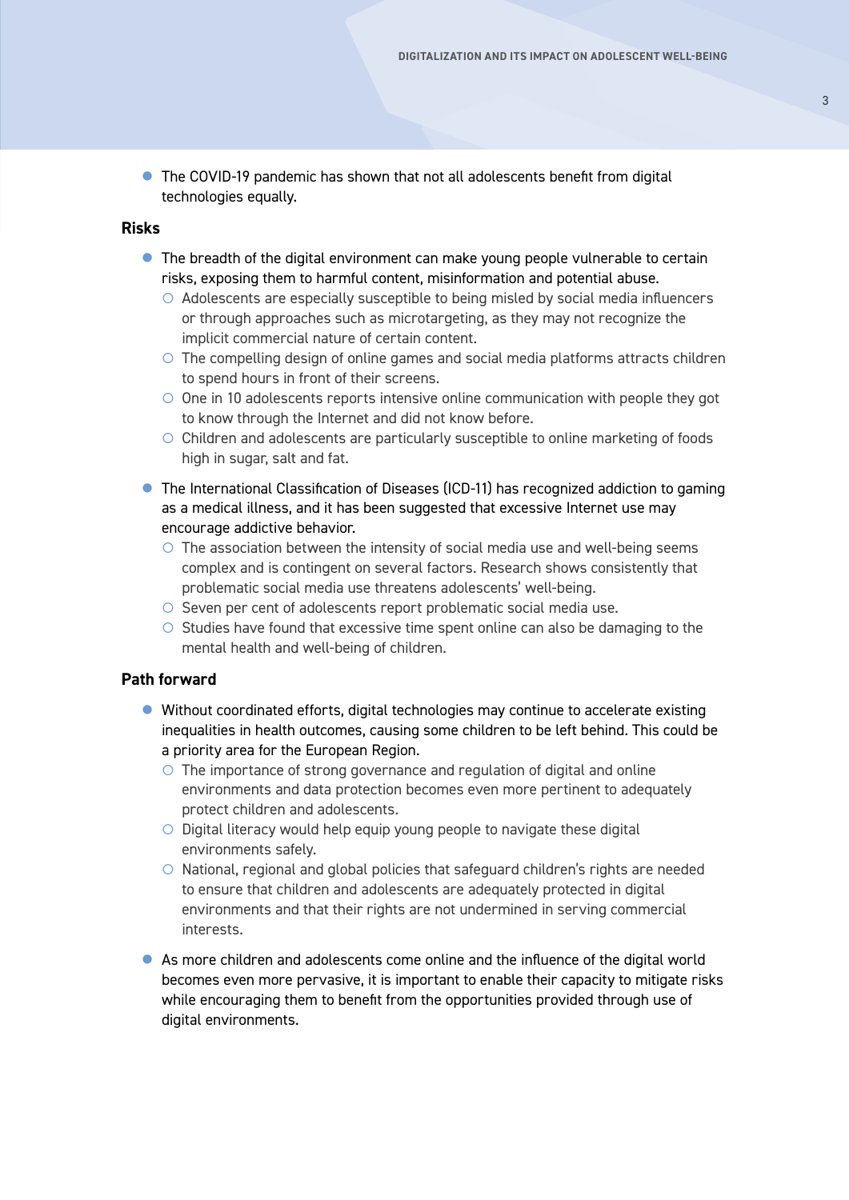- The COVID-19 pandemic has shown that not all adolescents benefit from digital technologies equally.

**Risks**

- The breadth of the digital environment can make young people vulnerable to certain risks, exposing them to harmful content, misinformation and potential abuse.
  - Adolescents are especially susceptible to being misled by social media influencers or through approaches such as microtargeting, as they may not recognize the implicit commercial nature of certain content.
  - The compelling design of online games and social media platforms attracts children to spend hours in front of their screens.
  - One in 10 adolescents reports intensive online communication with people they got to know through the Internet and did not know before.
  - Children and adolescents are particularly susceptible to online marketing of foods high in sugar, salt and fat.
- The International Classification of Diseases (ICD-11) has recognized addiction to gaming as a medical illness, and it has been suggested that excessive Internet use may encourage addictive behavior.
  - The association between the intensity of social media use and well-being seems complex and is contingent on several factors. Research shows consistently that problematic social media use threatens adolescents' well-being.
  - Seven per cent of adolescents report problematic social media use.
  - Studies have found that excessive time spent online can also be damaging to the mental health and well-being of children.

**Path forward**

- Without coordinated efforts, digital technologies may continue to accelerate existing inequalities in health outcomes, causing some children to be left behind. This could be a priority area for the European Region.
  - The importance of strong governance and regulation of digital and online environments and data protection becomes even more pertinent to adequately protect children and adolescents.
  - Digital literacy would help equip young people to navigate these digital environments safely.
  - National, regional and global policies that safeguard children's rights are needed to ensure that children and adolescents are adequately protected in digital environments and that their rights are not undermined in serving commercial interests.
- As more children and adolescents come online and the influence of the digital world becomes even more pervasive, it is important to enable their capacity to mitigate risks while encouraging them to benefit from the opportunities provided through use of digital environments.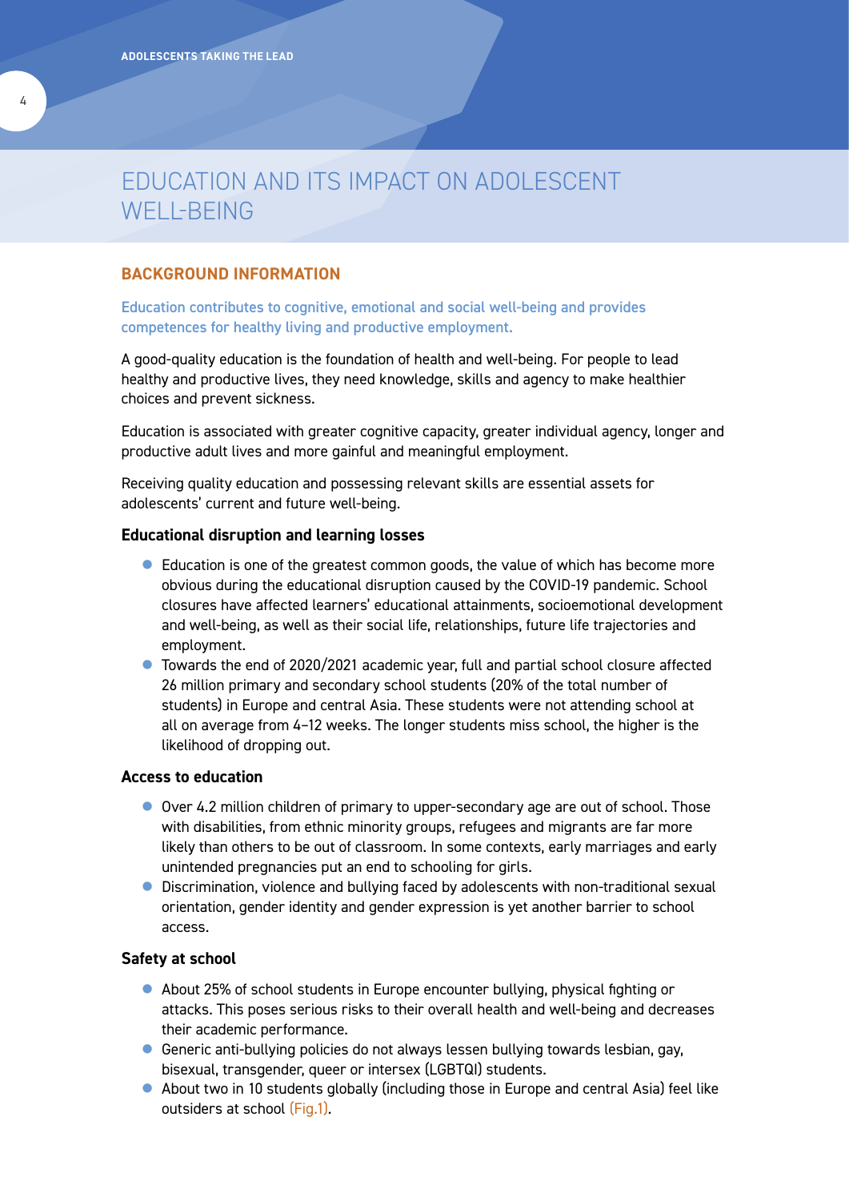# EDUCATION AND ITS IMPACT ON ADOLESCENT WELL-BEING

## BACKGROUND INFORMATION

Education contributes to cognitive, emotional and social well-being and provides competences for healthy living and productive employment.

A good-quality education is the foundation of health and well-being. For people to lead healthy and productive lives, they need knowledge, skills and agency to make healthier choices and prevent sickness.

Education is associated with greater cognitive capacity, greater individual agency, longer and productive adult lives and more gainful and meaningful employment.

Receiving quality education and possessing relevant skills are essential assets for adolescents' current and future well-being.

### Educational disruption and learning losses

- Education is one of the greatest common goods, the value of which has become more obvious during the educational disruption caused by the COVID-19 pandemic. School closures have affected learners' educational attainments, socioemotional development and well-being, as well as their social life, relationships, future life trajectories and employment.
- Towards the end of 2020/2021 academic year, full and partial school closure affected 26 million primary and secondary school students (20% of the total number of students) in Europe and central Asia. These students were not attending school at all on average from 4–12 weeks. The longer students miss school, the higher is the likelihood of dropping out.

### Access to education

- Over 4.2 million children of primary to upper-secondary age are out of school. Those with disabilities, from ethnic minority groups, refugees and migrants are far more likely than others to be out of classroom. In some contexts, early marriages and early unintended pregnancies put an end to schooling for girls.
- Discrimination, violence and bullying faced by adolescents with non-traditional sexual orientation, gender identity and gender expression is yet another barrier to school access.

### Safety at school

- About 25% of school students in Europe encounter bullying, physical fighting or attacks. This poses serious risks to their overall health and well-being and decreases their academic performance.
- Generic anti-bullying policies do not always lessen bullying towards lesbian, gay, bisexual, transgender, queer or intersex (LGBTQI) students.
- About two in 10 students globally (including those in Europe and central Asia) feel like outsiders at school (Fig.1).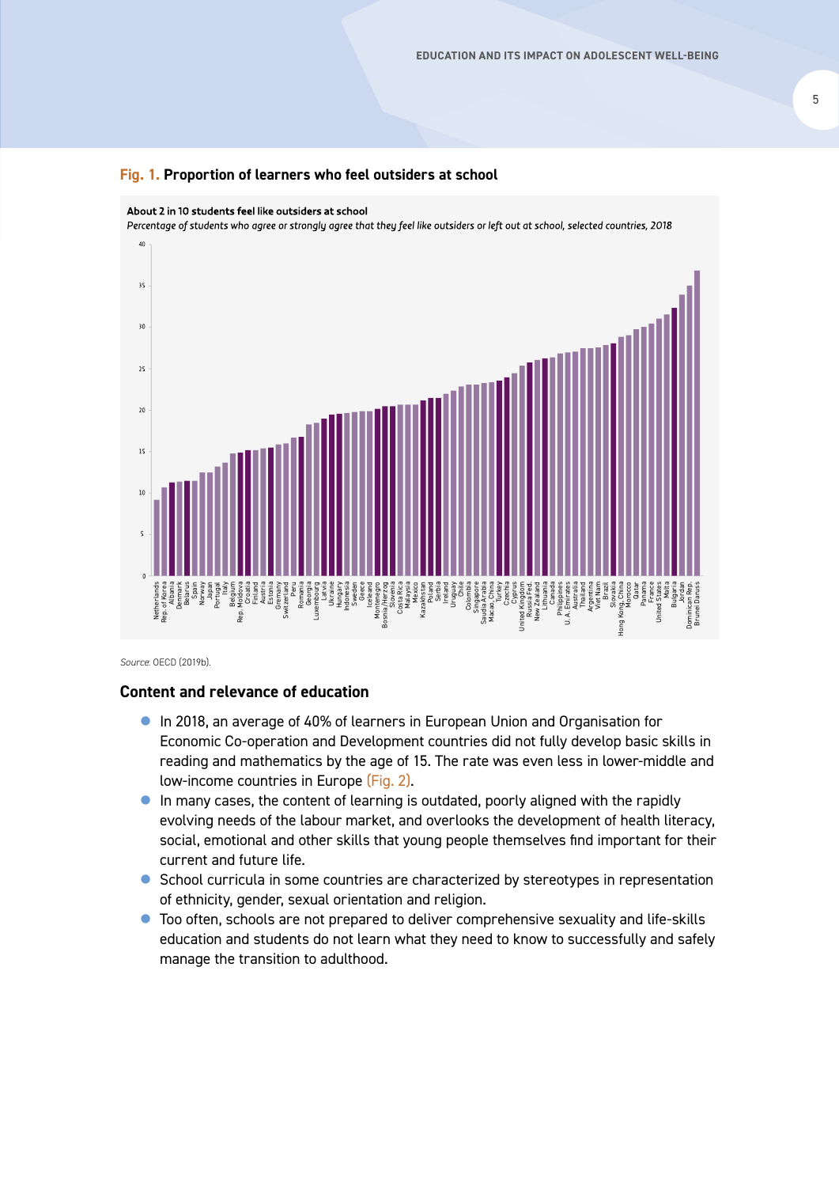**Fig. 1. Proportion of learners who feel outsiders at school**

**About 2 in 10 students feel like outsiders at school**

*Percentage of students who agree or strongly agree that they feel like outsiders or left out at school, selected countries, 2018*

*Source:* OECD (2019b).

## Content and relevance of education

- In 2018, an average of 40% of learners in European Union and Organisation for Economic Co-operation and Development countries did not fully develop basic skills in reading and mathematics by the age of 15. The rate was even less in lower-middle and low-income countries in Europe (Fig. 2).
- In many cases, the content of learning is outdated, poorly aligned with the rapidly evolving needs of the labour market, and overlooks the development of health literacy, social, emotional and other skills that young people themselves find important for their current and future life.
- School curricula in some countries are characterized by stereotypes in representation of ethnicity, gender, sexual orientation and religion.
- Too often, schools are not prepared to deliver comprehensive sexuality and life-skills education and students do not learn what they need to know to successfully and safely manage the transition to adulthood.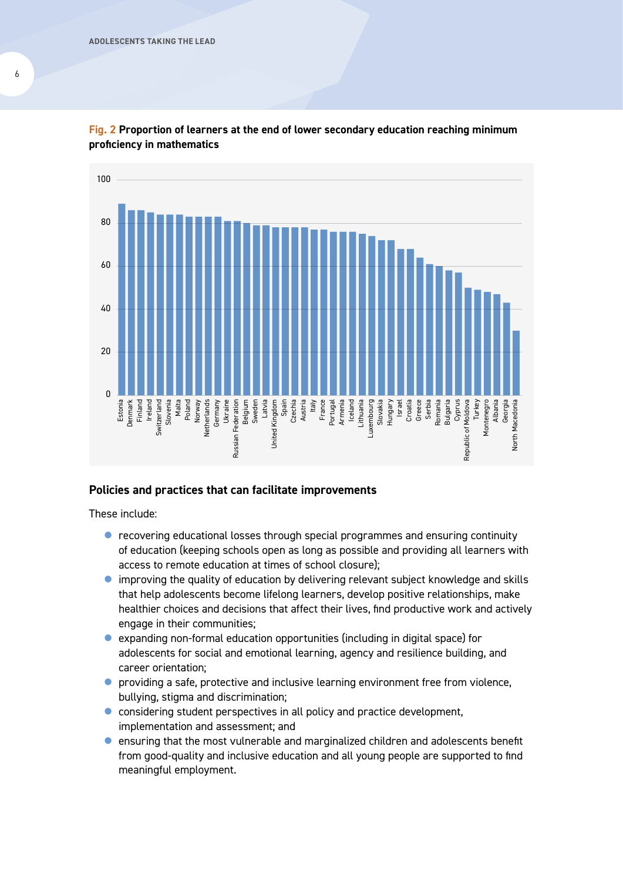**Fig. 2 Proportion of learners at the end of lower secondary education reaching minimum proficiency in mathematics**

### Policies and practices that can facilitate improvements

These include:

- recovering educational losses through special programmes and ensuring continuity of education (keeping schools open as long as possible and providing all learners with access to remote education at times of school closure);
- improving the quality of education by delivering relevant subject knowledge and skills that help adolescents become lifelong learners, develop positive relationships, make healthier choices and decisions that affect their lives, find productive work and actively engage in their communities;
- expanding non-formal education opportunities (including in digital space) for adolescents for social and emotional learning, agency and resilience building, and career orientation;
- providing a safe, protective and inclusive learning environment free from violence, bullying, stigma and discrimination;
- considering student perspectives in all policy and practice development, implementation and assessment; and
- ensuring that the most vulnerable and marginalized children and adolescents benefit from good-quality and inclusive education and all young people are supported to find meaningful employment.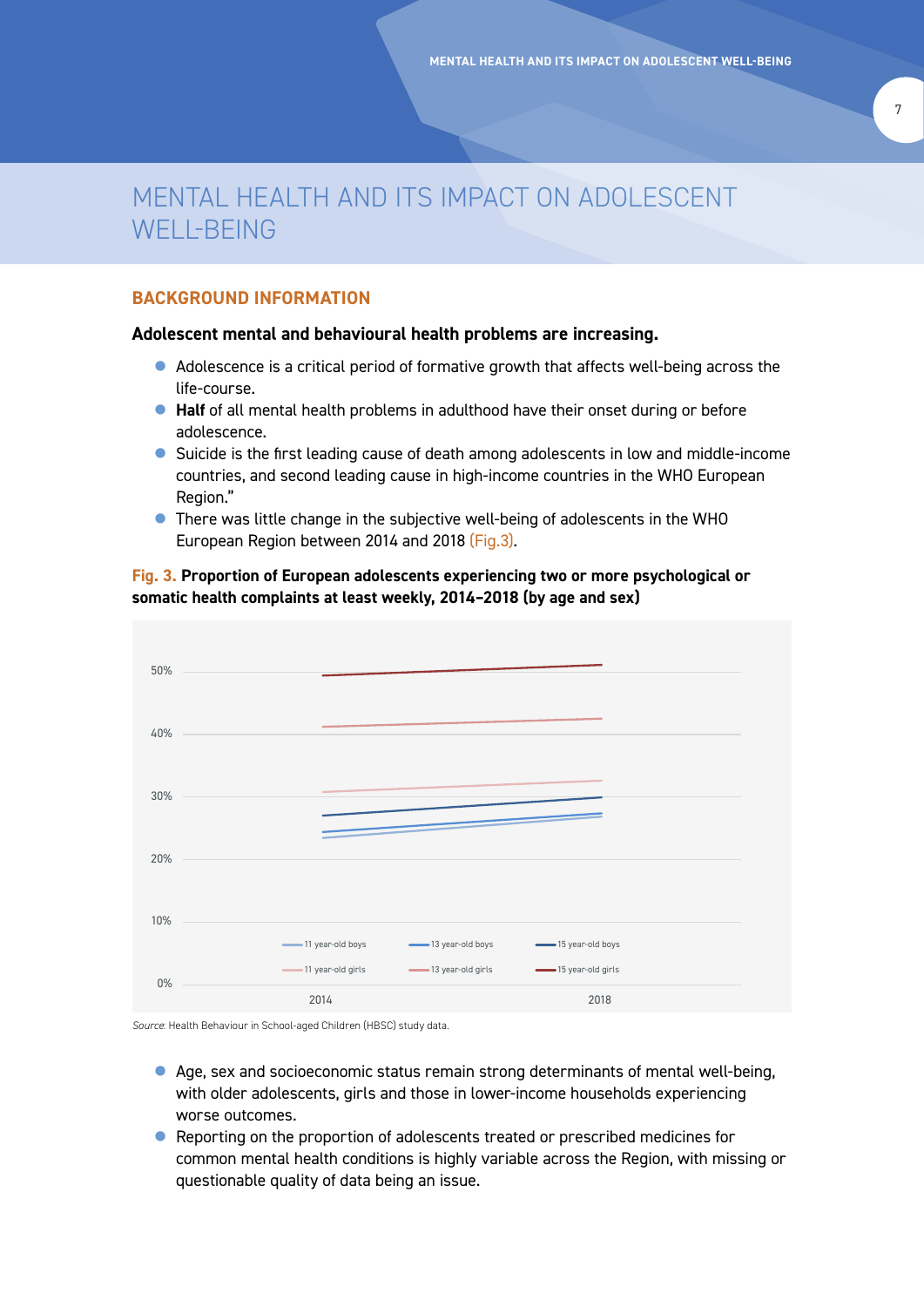# MENTAL HEALTH AND ITS IMPACT ON ADOLESCENT WELL-BEING

## BACKGROUND INFORMATION

**Adolescent mental and behavioural health problems are increasing.**

- Adolescence is a critical period of formative growth that affects well-being across the life-course.
- **Half** of all mental health problems in adulthood have their onset during or before adolescence.
- Suicide is the first leading cause of death among adolescents in low and middle-income countries, and second leading cause in high-income countries in the WHO European Region."
- There was little change in the subjective well-being of adolescents in the WHO European Region between 2014 and 2018 (Fig.3).

**Fig. 3. Proportion of European adolescents experiencing two or more psychological or somatic health complaints at least weekly, 2014–2018 (by age and sex)**

*Source*: Health Behaviour in School-aged Children (HBSC) study data.

- Age, sex and socioeconomic status remain strong determinants of mental well-being, with older adolescents, girls and those in lower-income households experiencing worse outcomes.
- Reporting on the proportion of adolescents treated or prescribed medicines for common mental health conditions is highly variable across the Region, with missing or questionable quality of data being an issue.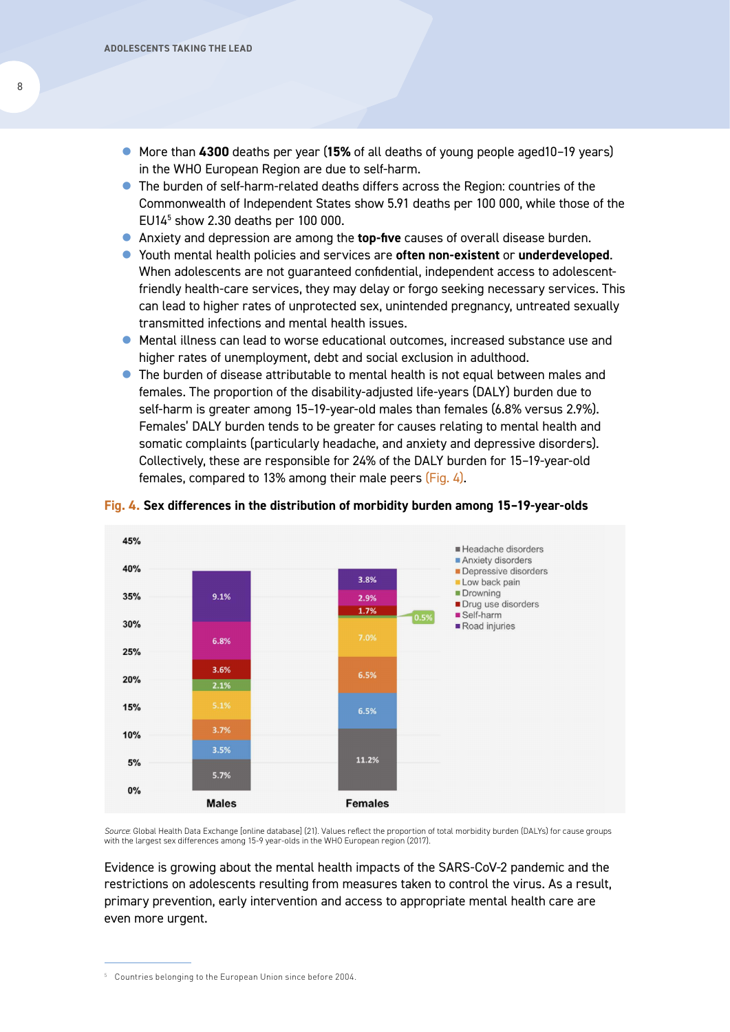- More than **4300** deaths per year (**15%** of all deaths of young people aged10–19 years) in the WHO European Region are due to self-harm.
- The burden of self-harm-related deaths differs across the Region: countries of the Commonwealth of Independent States show 5.91 deaths per 100 000, while those of the EU14[5] show 2.30 deaths per 100 000.
- Anxiety and depression are among the **top-five** causes of overall disease burden.
- Youth mental health policies and services are **often non-existent** or **underdeveloped**. When adolescents are not guaranteed confidential, independent access to adolescent-friendly health-care services, they may delay or forgo seeking necessary services. This can lead to higher rates of unprotected sex, unintended pregnancy, untreated sexually transmitted infections and mental health issues.
- Mental illness can lead to worse educational outcomes, increased substance use and higher rates of unemployment, debt and social exclusion in adulthood.
- The burden of disease attributable to mental health is not equal between males and females. The proportion of the disability-adjusted life-years (DALY) burden due to self-harm is greater among 15–19-year-old males than females (6.8% versus 2.9%). Females' DALY burden tends to be greater for causes relating to mental health and somatic complaints (particularly headache, and anxiety and depressive disorders). Collectively, these are responsible for 24% of the DALY burden for 15–19-year-old females, compared to 13% among their male peers (Fig. 4).

**Fig. 4. Sex differences in the distribution of morbidity burden among 15–19-year-olds**

| Cause | Males | Females |
|---|---|---|
| Headache disorders | 5.7% | 11.2% |
| Anxiety disorders | 3.5% | 6.5% |
| Depressive disorders | 3.7% | 6.5% |
| Low back pain | 5.1% | 7.0% |
| Drowning | 2.1% | 0.5% |
| Drug use disorders | 3.6% | 1.7% |
| Self-harm | 6.8% | 2.9% |
| Road injuries | 9.1% | 3.8% |

*Source*: Global Health Data Exchange [online database] (21). Values reflect the proportion of total morbidity burden (DALYs) for cause groups with the largest sex differences among 15-9 year-olds in the WHO European region (2017).

Evidence is growing about the mental health impacts of the SARS-CoV-2 pandemic and the restrictions on adolescents resulting from measures taken to control the virus. As a result, primary prevention, early intervention and access to appropriate mental health care are even more urgent.

---

[5] Countries belonging to the European Union since before 2004.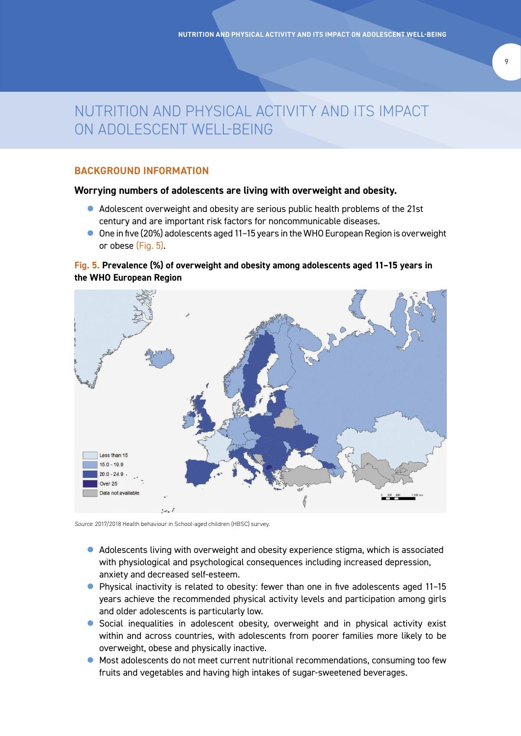# NUTRITION AND PHYSICAL ACTIVITY AND ITS IMPACT ON ADOLESCENT WELL-BEING

## BACKGROUND INFORMATION

**Worrying numbers of adolescents are living with overweight and obesity.**

- Adolescent overweight and obesity are serious public health problems of the 21st century and are important risk factors for noncommunicable diseases.
- One in five (20%) adolescents aged 11–15 years in the WHO European Region is overweight or obese (Fig. 5).

**Fig. 5. Prevalence (%) of overweight and obesity among adolescents aged 11–15 years in the WHO European Region**

Less than 15
15.0 - 19.9
20.0 - 24.9
Over 25
Data not available

*Source*: 2017/2018 Health behaviour in School-aged children (HBSC) survey.

- Adolescents living with overweight and obesity experience stigma, which is associated with physiological and psychological consequences including increased depression, anxiety and decreased self-esteem.
- Physical inactivity is related to obesity: fewer than one in five adolescents aged 11–15 years achieve the recommended physical activity levels and participation among girls and older adolescents is particularly low.
- Social inequalities in adolescent obesity, overweight and in physical activity exist within and across countries, with adolescents from poorer families more likely to be overweight, obese and physically inactive.
- Most adolescents do not meet current nutritional recommendations, consuming too few fruits and vegetables and having high intakes of sugar-sweetened beverages.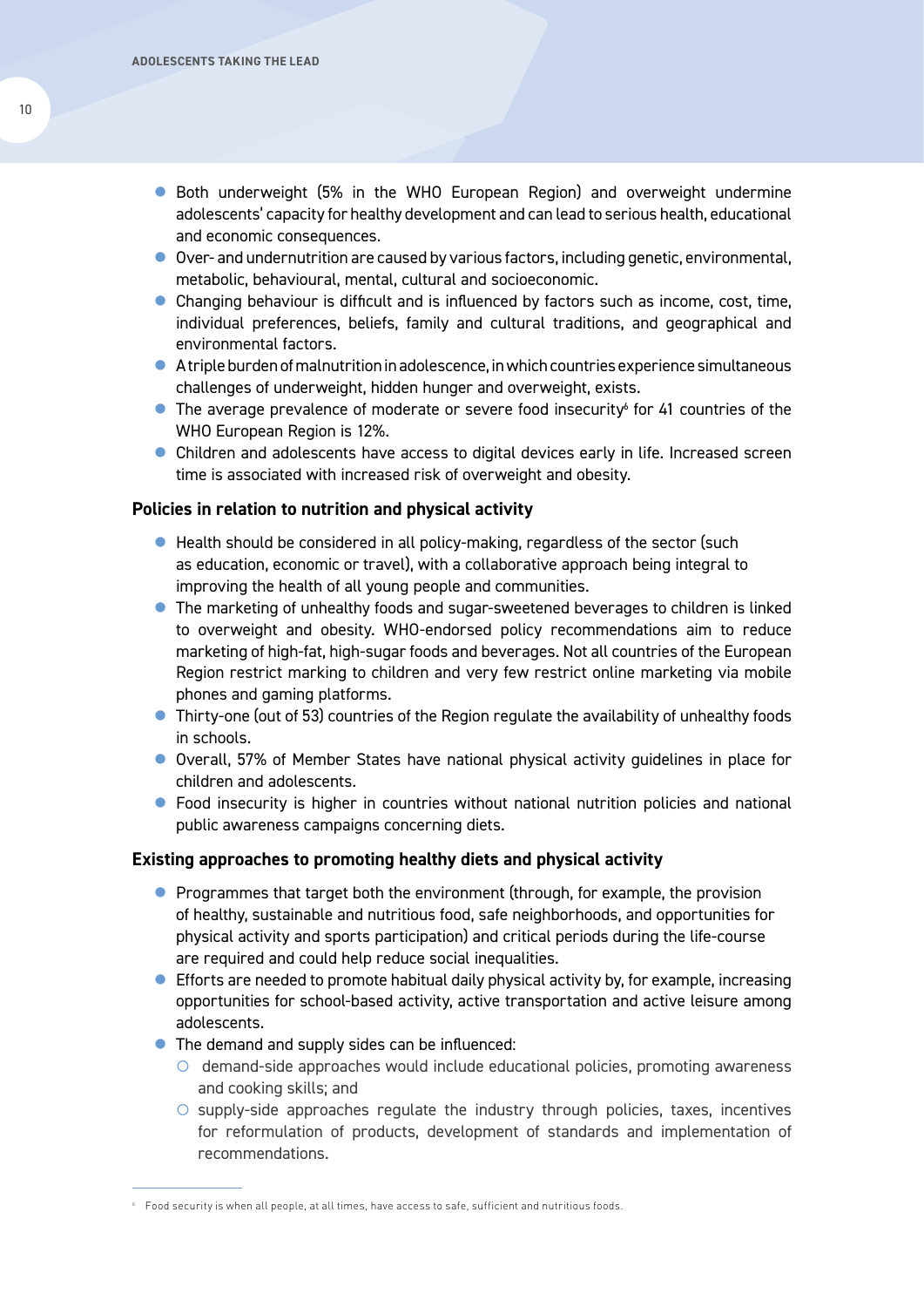- Both underweight (5% in the WHO European Region) and overweight undermine adolescents' capacity for healthy development and can lead to serious health, educational and economic consequences.
- Over- and undernutrition are caused by various factors, including genetic, environmental, metabolic, behavioural, mental, cultural and socioeconomic.
- Changing behaviour is difficult and is influenced by factors such as income, cost, time, individual preferences, beliefs, family and cultural traditions, and geographical and environmental factors.
- A triple burden of malnutrition in adolescence, in which countries experience simultaneous challenges of underweight, hidden hunger and overweight, exists.
- The average prevalence of moderate or severe food insecurity[6] for 41 countries of the WHO European Region is 12%.
- Children and adolescents have access to digital devices early in life. Increased screen time is associated with increased risk of overweight and obesity.

**Policies in relation to nutrition and physical activity**

- Health should be considered in all policy-making, regardless of the sector (such as education, economic or travel), with a collaborative approach being integral to improving the health of all young people and communities.
- The marketing of unhealthy foods and sugar-sweetened beverages to children is linked to overweight and obesity. WHO-endorsed policy recommendations aim to reduce marketing of high-fat, high-sugar foods and beverages. Not all countries of the European Region restrict marking to children and very few restrict online marketing via mobile phones and gaming platforms.
- Thirty-one (out of 53) countries of the Region regulate the availability of unhealthy foods in schools.
- Overall, 57% of Member States have national physical activity guidelines in place for children and adolescents.
- Food insecurity is higher in countries without national nutrition policies and national public awareness campaigns concerning diets.

**Existing approaches to promoting healthy diets and physical activity**

- Programmes that target both the environment (through, for example, the provision of healthy, sustainable and nutritious food, safe neighborhoods, and opportunities for physical activity and sports participation) and critical periods during the life-course are required and could help reduce social inequalities.
- Efforts are needed to promote habitual daily physical activity by, for example, increasing opportunities for school-based activity, active transportation and active leisure among adolescents.
- The demand and supply sides can be influenced:
  - demand-side approaches would include educational policies, promoting awareness and cooking skills; and
  - supply-side approaches regulate the industry through policies, taxes, incentives for reformulation of products, development of standards and implementation of recommendations.

---

[6] Food security is when all people, at all times, have access to safe, sufficient and nutritious foods.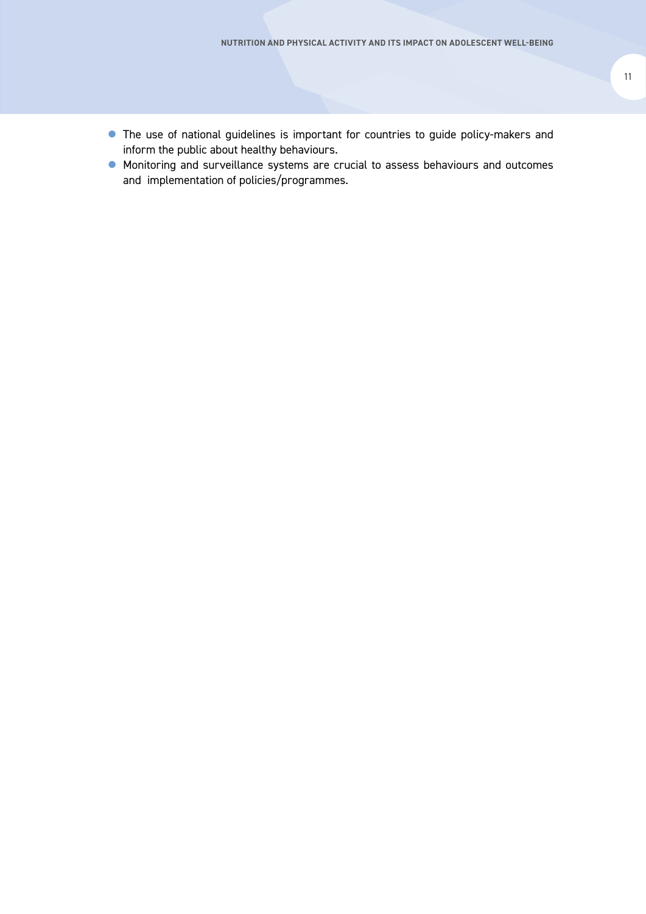- The use of national guidelines is important for countries to guide policy-makers and inform the public about healthy behaviours.
- Monitoring and surveillance systems are crucial to assess behaviours and outcomes and implementation of policies/programmes.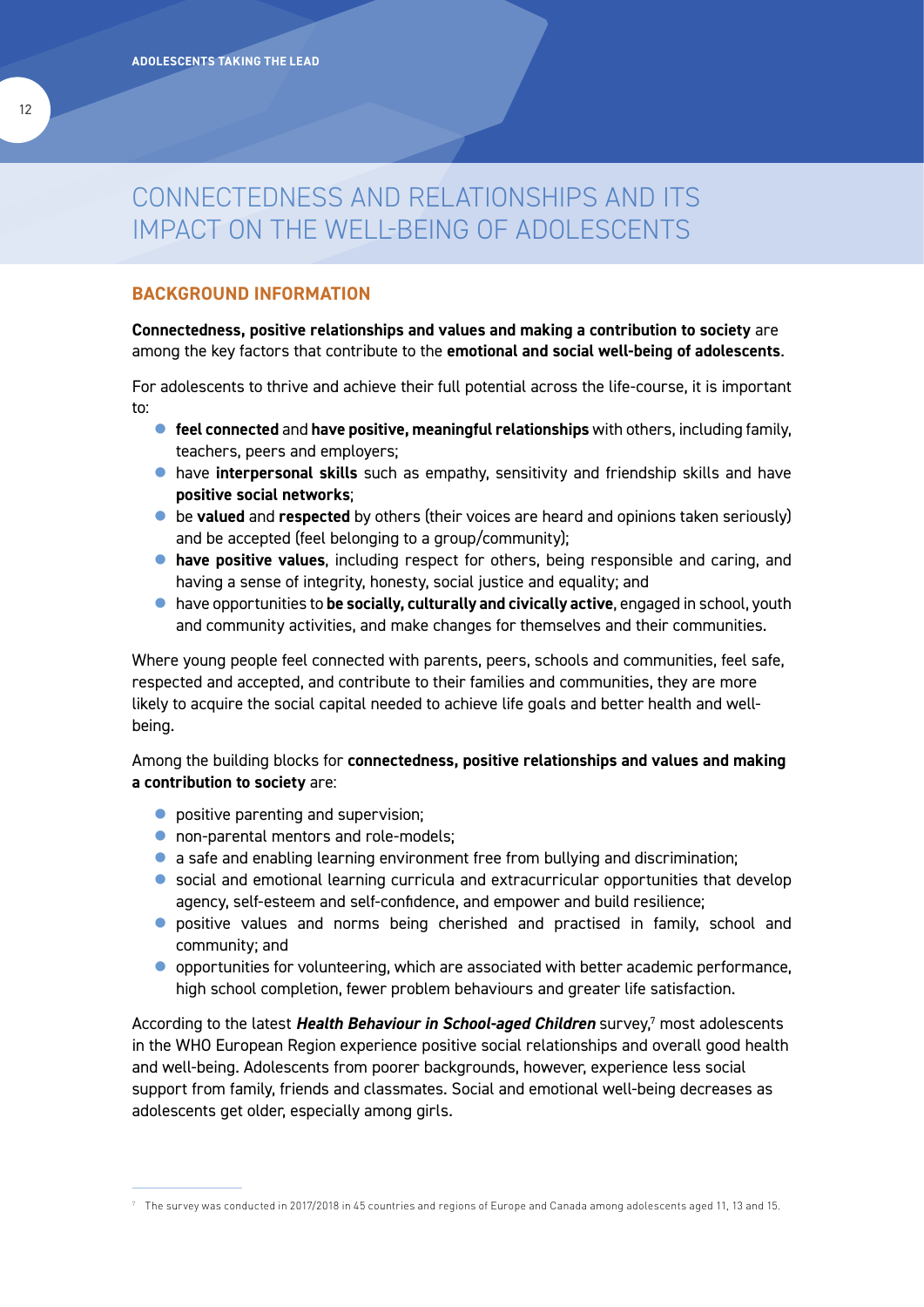# CONNECTEDNESS AND RELATIONSHIPS AND ITS IMPACT ON THE WELL-BEING OF ADOLESCENTS

## BACKGROUND INFORMATION

**Connectedness, positive relationships and values and making a contribution to society** are among the key factors that contribute to the **emotional and social well-being of adolescents**.

For adolescents to thrive and achieve their full potential across the life-course, it is important to:

- **feel connected** and **have positive, meaningful relationships** with others, including family, teachers, peers and employers;
- have **interpersonal skills** such as empathy, sensitivity and friendship skills and have **positive social networks**;
- be **valued** and **respected** by others (their voices are heard and opinions taken seriously) and be accepted (feel belonging to a group/community);
- **have positive values**, including respect for others, being responsible and caring, and having a sense of integrity, honesty, social justice and equality; and
- have opportunities to **be socially, culturally and civically active**, engaged in school, youth and community activities, and make changes for themselves and their communities.

Where young people feel connected with parents, peers, schools and communities, feel safe, respected and accepted, and contribute to their families and communities, they are more likely to acquire the social capital needed to achieve life goals and better health and well-being.

Among the building blocks for **connectedness, positive relationships and values and making a contribution to society** are:

- positive parenting and supervision;
- non-parental mentors and role-models;
- a safe and enabling learning environment free from bullying and discrimination;
- social and emotional learning curricula and extracurricular opportunities that develop agency, self-esteem and self-confidence, and empower and build resilience;
- positive values and norms being cherished and practised in family, school and community; and
- opportunities for volunteering, which are associated with better academic performance, high school completion, fewer problem behaviours and greater life satisfaction.

According to the latest ***Health Behaviour in School-aged Children*** survey,[7] most adolescents in the WHO European Region experience positive social relationships and overall good health and well-being. Adolescents from poorer backgrounds, however, experience less social support from family, friends and classmates. Social and emotional well-being decreases as adolescents get older, especially among girls.

[7] The survey was conducted in 2017/2018 in 45 countries and regions of Europe and Canada among adolescents aged 11, 13 and 15.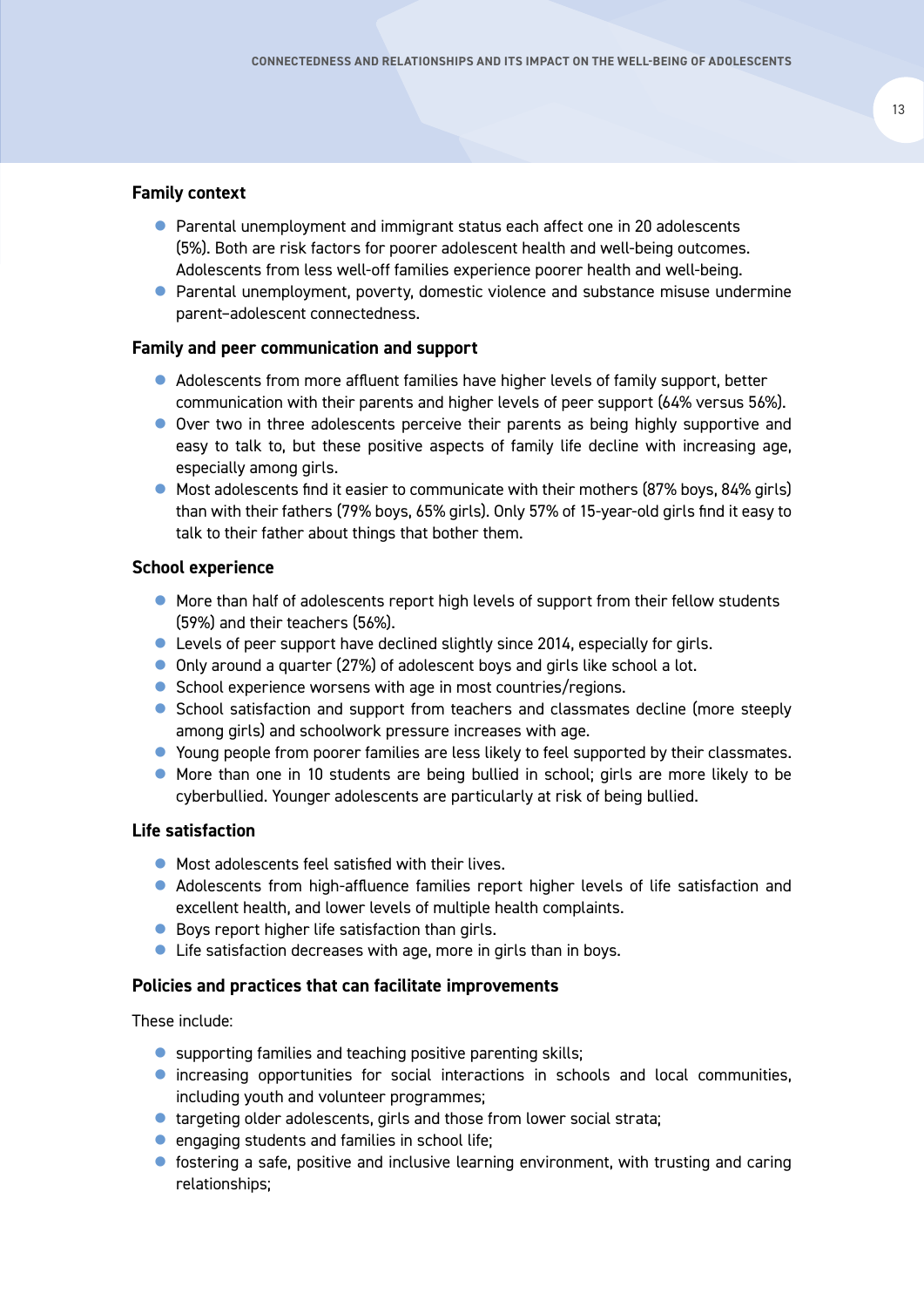### Family context

- Parental unemployment and immigrant status each affect one in 20 adolescents (5%). Both are risk factors for poorer adolescent health and well-being outcomes. Adolescents from less well-off families experience poorer health and well-being.
- Parental unemployment, poverty, domestic violence and substance misuse undermine parent–adolescent connectedness.

### Family and peer communication and support

- Adolescents from more affluent families have higher levels of family support, better communication with their parents and higher levels of peer support (64% versus 56%).
- Over two in three adolescents perceive their parents as being highly supportive and easy to talk to, but these positive aspects of family life decline with increasing age, especially among girls.
- Most adolescents find it easier to communicate with their mothers (87% boys, 84% girls) than with their fathers (79% boys, 65% girls). Only 57% of 15-year-old girls find it easy to talk to their father about things that bother them.

### School experience

- More than half of adolescents report high levels of support from their fellow students (59%) and their teachers (56%).
- Levels of peer support have declined slightly since 2014, especially for girls.
- Only around a quarter (27%) of adolescent boys and girls like school a lot.
- School experience worsens with age in most countries/regions.
- School satisfaction and support from teachers and classmates decline (more steeply among girls) and schoolwork pressure increases with age.
- Young people from poorer families are less likely to feel supported by their classmates.
- More than one in 10 students are being bullied in school; girls are more likely to be cyberbullied. Younger adolescents are particularly at risk of being bullied.

### Life satisfaction

- Most adolescents feel satisfied with their lives.
- Adolescents from high-affluence families report higher levels of life satisfaction and excellent health, and lower levels of multiple health complaints.
- Boys report higher life satisfaction than girls.
- Life satisfaction decreases with age, more in girls than in boys.

### Policies and practices that can facilitate improvements

These include:

- supporting families and teaching positive parenting skills;
- increasing opportunities for social interactions in schools and local communities, including youth and volunteer programmes;
- targeting older adolescents, girls and those from lower social strata;
- engaging students and families in school life;
- fostering a safe, positive and inclusive learning environment, with trusting and caring relationships;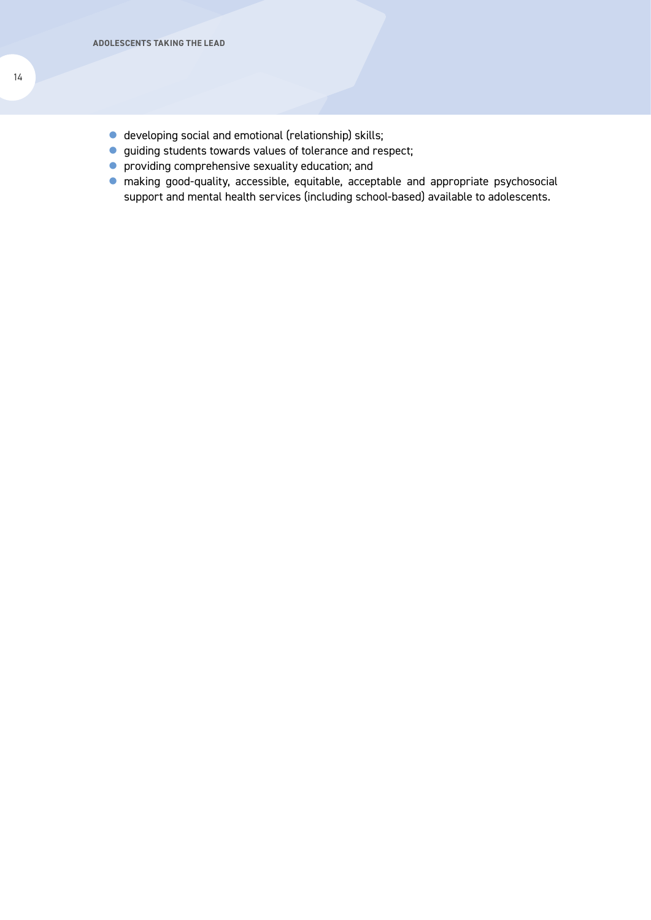- developing social and emotional (relationship) skills;
- guiding students towards values of tolerance and respect;
- providing comprehensive sexuality education; and
- making good-quality, accessible, equitable, acceptable and appropriate psychosocial support and mental health services (including school-based) available to adolescents.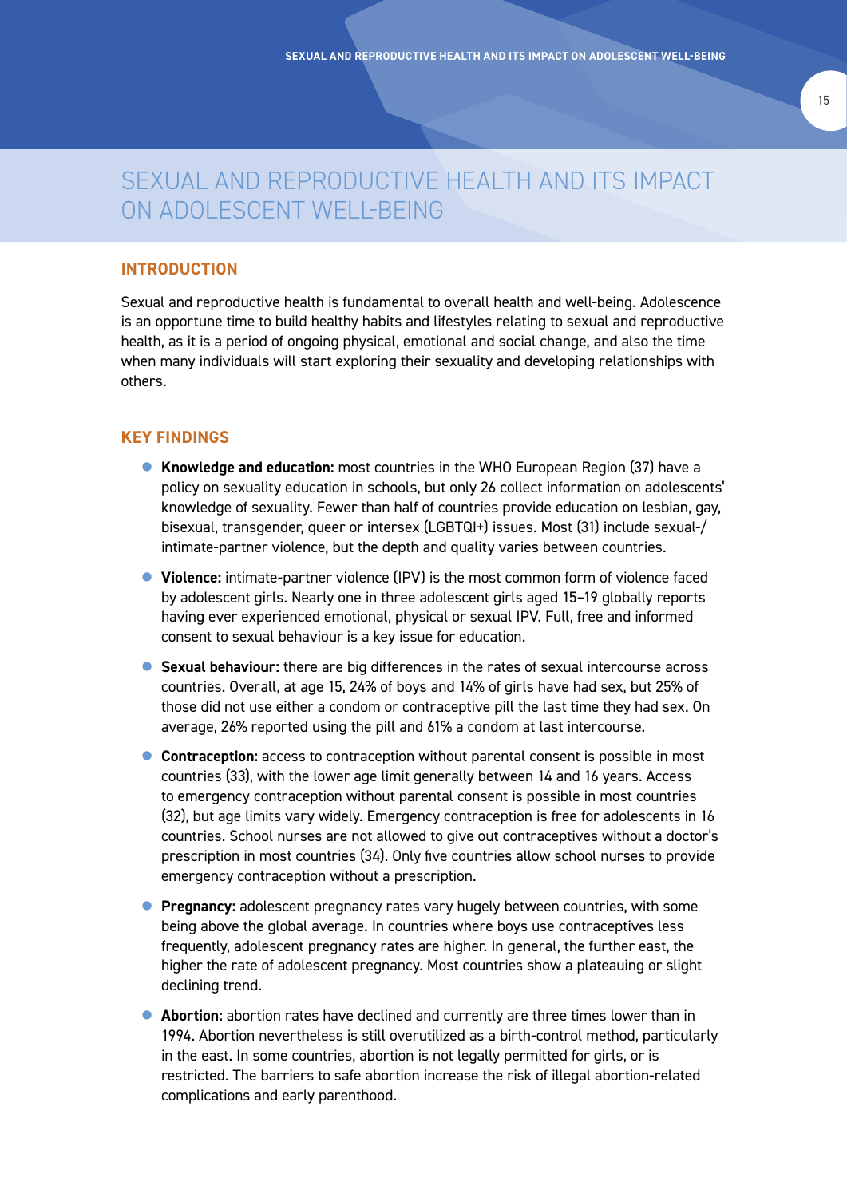# SEXUAL AND REPRODUCTIVE HEALTH AND ITS IMPACT ON ADOLESCENT WELL-BEING

## INTRODUCTION

Sexual and reproductive health is fundamental to overall health and well-being. Adolescence is an opportune time to build healthy habits and lifestyles relating to sexual and reproductive health, as it is a period of ongoing physical, emotional and social change, and also the time when many individuals will start exploring their sexuality and developing relationships with others.

## KEY FINDINGS

- **Knowledge and education:** most countries in the WHO European Region (37) have a policy on sexuality education in schools, but only 26 collect information on adolescents' knowledge of sexuality. Fewer than half of countries provide education on lesbian, gay, bisexual, transgender, queer or intersex (LGBTQI+) issues. Most (31) include sexual-/intimate-partner violence, but the depth and quality varies between countries.
- **Violence:** intimate-partner violence (IPV) is the most common form of violence faced by adolescent girls. Nearly one in three adolescent girls aged 15–19 globally reports having ever experienced emotional, physical or sexual IPV. Full, free and informed consent to sexual behaviour is a key issue for education.
- **Sexual behaviour:** there are big differences in the rates of sexual intercourse across countries. Overall, at age 15, 24% of boys and 14% of girls have had sex, but 25% of those did not use either a condom or contraceptive pill the last time they had sex. On average, 26% reported using the pill and 61% a condom at last intercourse.
- **Contraception:** access to contraception without parental consent is possible in most countries (33), with the lower age limit generally between 14 and 16 years. Access to emergency contraception without parental consent is possible in most countries (32), but age limits vary widely. Emergency contraception is free for adolescents in 16 countries. School nurses are not allowed to give out contraceptives without a doctor's prescription in most countries (34). Only five countries allow school nurses to provide emergency contraception without a prescription.
- **Pregnancy:** adolescent pregnancy rates vary hugely between countries, with some being above the global average. In countries where boys use contraceptives less frequently, adolescent pregnancy rates are higher. In general, the further east, the higher the rate of adolescent pregnancy. Most countries show a plateauing or slight declining trend.
- **Abortion:** abortion rates have declined and currently are three times lower than in 1994. Abortion nevertheless is still overutilized as a birth-control method, particularly in the east. In some countries, abortion is not legally permitted for girls, or is restricted. The barriers to safe abortion increase the risk of illegal abortion-related complications and early parenthood.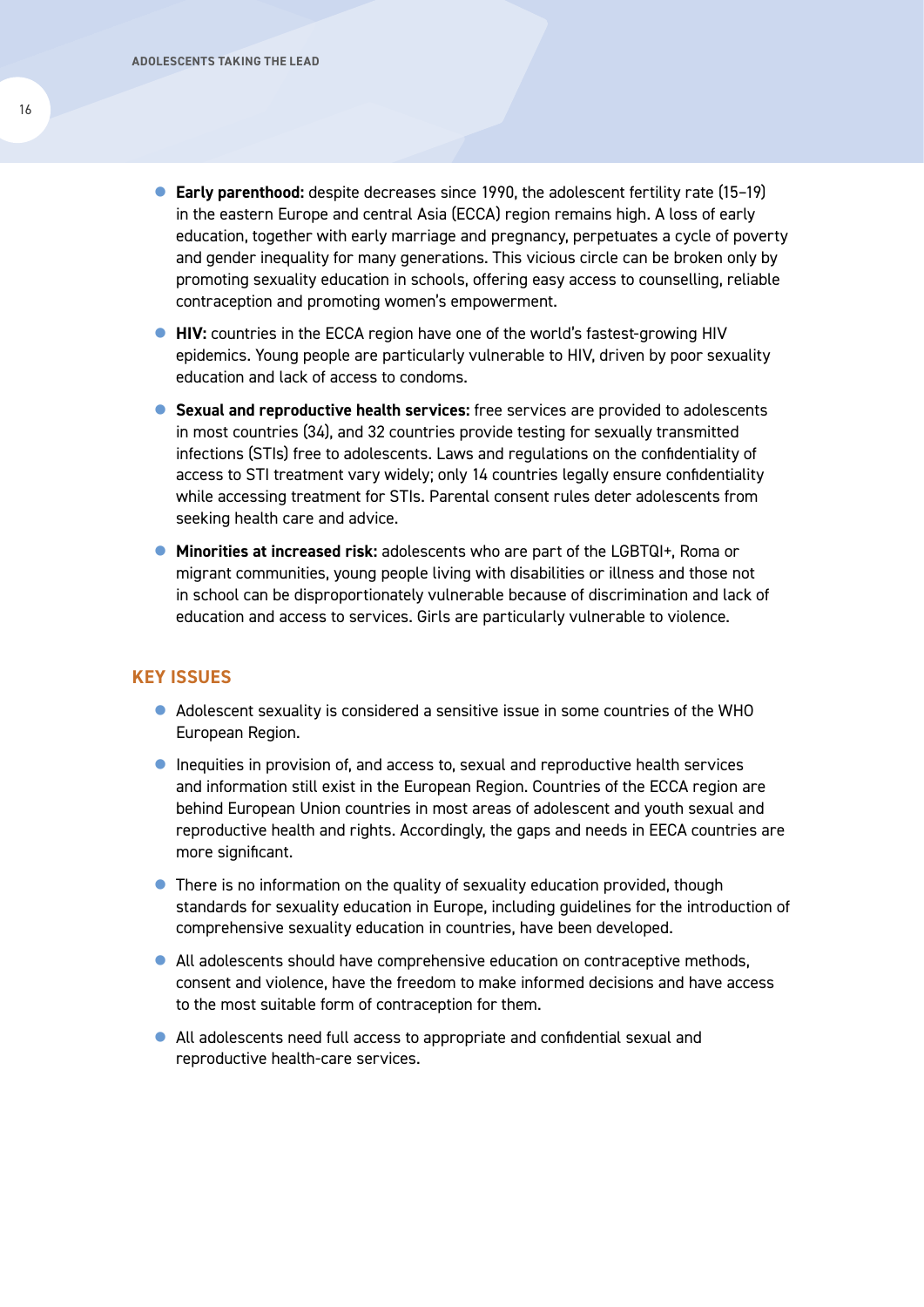- **Early parenthood:** despite decreases since 1990, the adolescent fertility rate (15–19) in the eastern Europe and central Asia (ECCA) region remains high. A loss of early education, together with early marriage and pregnancy, perpetuates a cycle of poverty and gender inequality for many generations. This vicious circle can be broken only by promoting sexuality education in schools, offering easy access to counselling, reliable contraception and promoting women's empowerment.
- **HIV:** countries in the ECCA region have one of the world's fastest-growing HIV epidemics. Young people are particularly vulnerable to HIV, driven by poor sexuality education and lack of access to condoms.
- **Sexual and reproductive health services:** free services are provided to adolescents in most countries (34), and 32 countries provide testing for sexually transmitted infections (STIs) free to adolescents. Laws and regulations on the confidentiality of access to STI treatment vary widely; only 14 countries legally ensure confidentiality while accessing treatment for STIs. Parental consent rules deter adolescents from seeking health care and advice.
- **Minorities at increased risk:** adolescents who are part of the LGBTQI+, Roma or migrant communities, young people living with disabilities or illness and those not in school can be disproportionately vulnerable because of discrimination and lack of education and access to services. Girls are particularly vulnerable to violence.

## KEY ISSUES

- Adolescent sexuality is considered a sensitive issue in some countries of the WHO European Region.
- Inequities in provision of, and access to, sexual and reproductive health services and information still exist in the European Region. Countries of the ECCA region are behind European Union countries in most areas of adolescent and youth sexual and reproductive health and rights. Accordingly, the gaps and needs in EECA countries are more significant.
- There is no information on the quality of sexuality education provided, though standards for sexuality education in Europe, including guidelines for the introduction of comprehensive sexuality education in countries, have been developed.
- All adolescents should have comprehensive education on contraceptive methods, consent and violence, have the freedom to make informed decisions and have access to the most suitable form of contraception for them.
- All adolescents need full access to appropriate and confidential sexual and reproductive health-care services.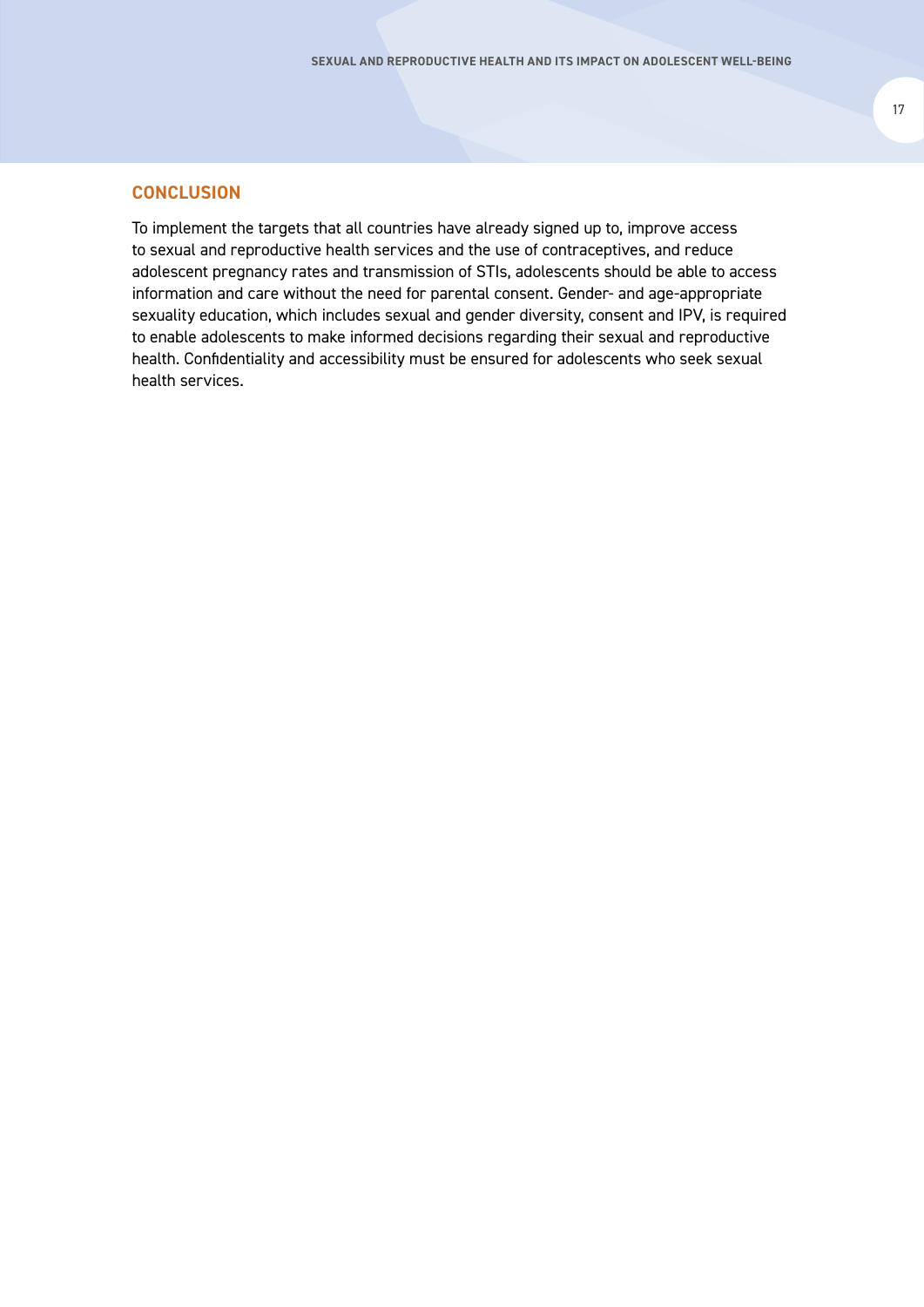## CONCLUSION

To implement the targets that all countries have already signed up to, improve access to sexual and reproductive health services and the use of contraceptives, and reduce adolescent pregnancy rates and transmission of STIs, adolescents should be able to access information and care without the need for parental consent. Gender- and age-appropriate sexuality education, which includes sexual and gender diversity, consent and IPV, is required to enable adolescents to make informed decisions regarding their sexual and reproductive health. Confidentiality and accessibility must be ensured for adolescents who seek sexual health services.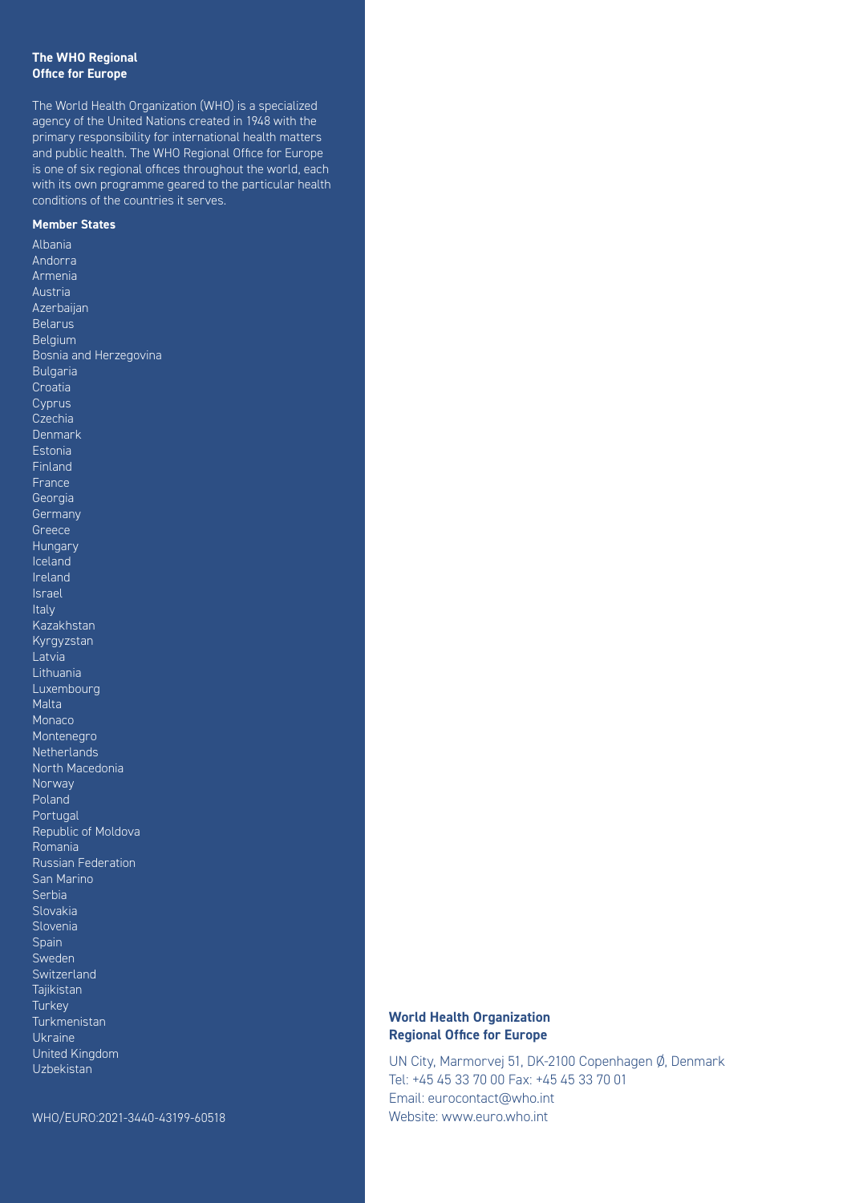**The WHO Regional Office for Europe**

The World Health Organization (WHO) is a specialized agency of the United Nations created in 1948 with the primary responsibility for international health matters and public health. The WHO Regional Office for Europe is one of six regional offices throughout the world, each with its own programme geared to the particular health conditions of the countries it serves.

**Member States**

Albania
Andorra
Armenia
Austria
Azerbaijan
Belarus
Belgium
Bosnia and Herzegovina
Bulgaria
Croatia
Cyprus
Czechia
Denmark
Estonia
Finland
France
Georgia
Germany
Greece
Hungary
Iceland
Ireland
Israel
Italy
Kazakhstan
Kyrgyzstan
Latvia
Lithuania
Luxembourg
Malta
Monaco
Montenegro
Netherlands
North Macedonia
Norway
Poland
Portugal
Republic of Moldova
Romania
Russian Federation
San Marino
Serbia
Slovakia
Slovenia
Spain
Sweden
Switzerland
Tajikistan
Turkey
Turkmenistan
Ukraine
United Kingdom
Uzbekistan

WHO/EURO:2021-3440-43199-60518

**World Health Organization**
**Regional Office for Europe**

UN City, Marmorvej 51, DK-2100 Copenhagen Ø, Denmark
Tel: +45 45 33 70 00 Fax: +45 45 33 70 01
Email: eurocontact@who.int
Website: www.euro.who.int